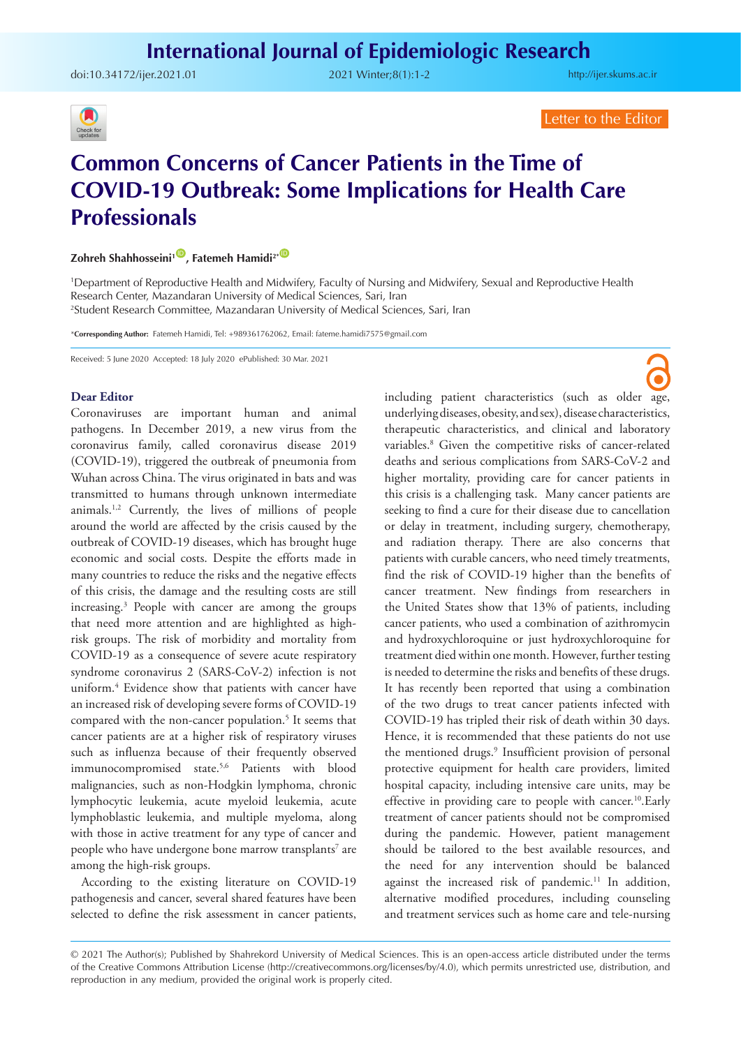Letter to the Editor

# Common Concerns of Cancer Patients in the Time of COVID-19 Outbreak: Some Implications for Health Care Professionals

**Zohreh Shahhosseini[1], Fatemeh Hamidi[2*]**

[1]Department of Reproductive Health and Midwifery, Faculty of Nursing and Midwifery, Sexual and Reproductive Health Research Center, Mazandaran University of Medical Sciences, Sari, Iran
[2]Student Research Committee, Mazandaran University of Medical Sciences, Sari, Iran

*Corresponding Author: Fatemeh Hamidi, Tel: +989361762062, Email: fateme.hamidi7575@gmail.com

Received: 5 June 2020 Accepted: 18 July 2020 ePublished: 30 Mar. 2021

**Dear Editor**

Coronaviruses are important human and animal pathogens. In December 2019, a new virus from the coronavirus family, called coronavirus disease 2019 (COVID-19), triggered the outbreak of pneumonia from Wuhan across China. The virus originated in bats and was transmitted to humans through unknown intermediate animals.[1,2] Currently, the lives of millions of people around the world are affected by the crisis caused by the outbreak of COVID-19 diseases, which has brought huge economic and social costs. Despite the efforts made in many countries to reduce the risks and the negative effects of this crisis, the damage and the resulting costs are still increasing.[3] People with cancer are among the groups that need more attention and are highlighted as high-risk groups. The risk of morbidity and mortality from COVID-19 as a consequence of severe acute respiratory syndrome coronavirus 2 (SARS-CoV-2) infection is not uniform.[4] Evidence show that patients with cancer have an increased risk of developing severe forms of COVID-19 compared with the non-cancer population.[5] It seems that cancer patients are at a higher risk of respiratory viruses such as influenza because of their frequently observed immunocompromised state.[5,6] Patients with blood malignancies, such as non-Hodgkin lymphoma, chronic lymphocytic leukemia, acute myeloid leukemia, acute lymphoblastic leukemia, and multiple myeloma, along with those in active treatment for any type of cancer and people who have undergone bone marrow transplants[7] are among the high-risk groups.

According to the existing literature on COVID-19 pathogenesis and cancer, several shared features have been selected to define the risk assessment in cancer patients, including patient characteristics (such as older age, underlying diseases, obesity, and sex), disease characteristics, therapeutic characteristics, and clinical and laboratory variables.[8] Given the competitive risks of cancer-related deaths and serious complications from SARS-CoV-2 and higher mortality, providing care for cancer patients in this crisis is a challenging task. Many cancer patients are seeking to find a cure for their disease due to cancellation or delay in treatment, including surgery, chemotherapy, and radiation therapy. There are also concerns that patients with curable cancers, who need timely treatments, find the risk of COVID-19 higher than the benefits of cancer treatment. New findings from researchers in the United States show that 13% of patients, including cancer patients, who used a combination of azithromycin and hydroxychloroquine or just hydroxychloroquine for treatment died within one month. However, further testing is needed to determine the risks and benefits of these drugs. It has recently been reported that using a combination of the two drugs to treat cancer patients infected with COVID-19 has tripled their risk of death within 30 days. Hence, it is recommended that these patients do not use the mentioned drugs.[9] Insufficient provision of personal protective equipment for health care providers, limited hospital capacity, including intensive care units, may be effective in providing care to people with cancer.[10].Early treatment of cancer patients should not be compromised during the pandemic. However, patient management should be tailored to the best available resources, and the need for any intervention should be balanced against the increased risk of pandemic.[11] In addition, alternative modified procedures, including counseling and treatment services such as home care and tele-nursing

© 2021 The Author(s); Published by Shahrekord University of Medical Sciences. This is an open-access article distributed under the terms of the Creative Commons Attribution License (http://creativecommons.org/licenses/by/4.0), which permits unrestricted use, distribution, and reproduction in any medium, provided the original work is properly cited.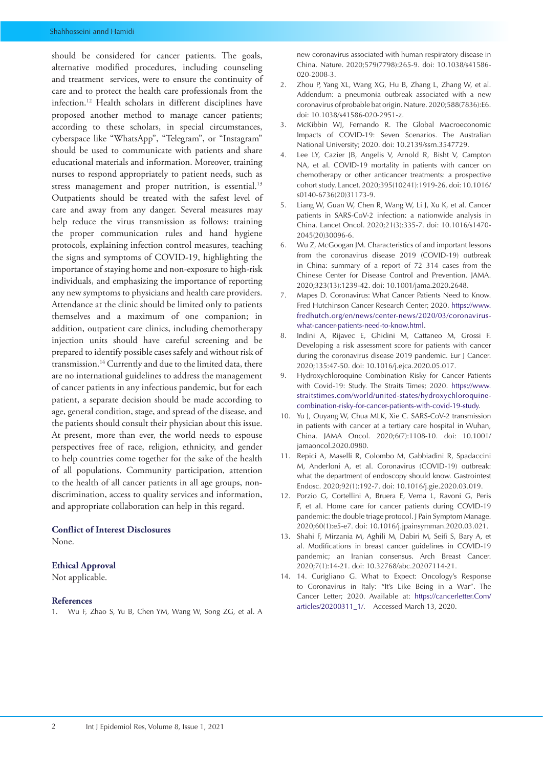should be considered for cancer patients. The goals, alternative modified procedures, including counseling and treatment services, were to ensure the continuity of care and to protect the health care professionals from the infection.[12] Health scholars in different disciplines have proposed another method to manage cancer patients; according to these scholars, in special circumstances, cyberspace like "WhatsApp", "Telegram", or "Instagram" should be used to communicate with patients and share educational materials and information. Moreover, training nurses to respond appropriately to patient needs, such as stress management and proper nutrition, is essential.[13] Outpatients should be treated with the safest level of care and away from any danger. Several measures may help reduce the virus transmission as follows: training the proper communication rules and hand hygiene protocols, explaining infection control measures, teaching the signs and symptoms of COVID-19, highlighting the importance of staying home and non-exposure to high-risk individuals, and emphasizing the importance of reporting any new symptoms to physicians and health care providers. Attendance at the clinic should be limited only to patients themselves and a maximum of one companion; in addition, outpatient care clinics, including chemotherapy injection units should have careful screening and be prepared to identify possible cases safely and without risk of transmission.[14] Currently and due to the limited data, there are no international guidelines to address the management of cancer patients in any infectious pandemic, but for each patient, a separate decision should be made according to age, general condition, stage, and spread of the disease, and the patients should consult their physician about this issue. At present, more than ever, the world needs to espouse perspectives free of race, religion, ethnicity, and gender to help countries come together for the sake of the health of all populations. Community participation, attention to the health of all cancer patients in all age groups, non-discrimination, access to quality services and information, and appropriate collaboration can help in this regard.

## Conflict of Interest Disclosures

None.

## Ethical Approval

Not applicable.

## References

1. Wu F, Zhao S, Yu B, Chen YM, Wang W, Song ZG, et al. A new coronavirus associated with human respiratory disease in China. Nature. 2020;579(7798):265-9. doi: 10.1038/s41586-020-2008-3.
2. Zhou P, Yang XL, Wang XG, Hu B, Zhang L, Zhang W, et al. Addendum: a pneumonia outbreak associated with a new coronavirus of probable bat origin. Nature. 2020;588(7836):E6. doi: 10.1038/s41586-020-2951-z.
3. McKibbin WJ, Fernando R. The Global Macroeconomic Impacts of COVID-19: Seven Scenarios. The Australian National University; 2020. doi: 10.2139/ssrn.3547729.
4. Lee LY, Cazier JB, Angelis V, Arnold R, Bisht V, Campton NA, et al. COVID-19 mortality in patients with cancer on chemotherapy or other anticancer treatments: a prospective cohort study. Lancet. 2020;395(10241):1919-26. doi: 10.1016/s0140-6736(20)31173-9.
5. Liang W, Guan W, Chen R, Wang W, Li J, Xu K, et al. Cancer patients in SARS-CoV-2 infection: a nationwide analysis in China. Lancet Oncol. 2020;21(3):335-7. doi: 10.1016/s1470-2045(20)30096-6.
6. Wu Z, McGoogan JM. Characteristics of and important lessons from the coronavirus disease 2019 (COVID-19) outbreak in China: summary of a report of 72 314 cases from the Chinese Center for Disease Control and Prevention. JAMA. 2020;323(13):1239-42. doi: 10.1001/jama.2020.2648.
7. Mapes D. Coronavirus: What Cancer Patients Need to Know. Fred Hutchinson Cancer Research Center; 2020. https://www.fredhutch.org/en/news/center-news/2020/03/coronavirus-what-cancer-patients-need-to-know.html.
8. Indini A, Rijavec E, Ghidini M, Cattaneo M, Grossi F. Developing a risk assessment score for patients with cancer during the coronavirus disease 2019 pandemic. Eur J Cancer. 2020;135:47-50. doi: 10.1016/j.ejca.2020.05.017.
9. Hydroxychloroquine Combination Risky for Cancer Patients with Covid-19: Study. The Straits Times; 2020. https://www.straitstimes.com/world/united-states/hydroxychloroquine-combination-risky-for-cancer-patients-with-covid-19-study.
10. Yu J, Ouyang W, Chua MLK, Xie C. SARS-CoV-2 transmission in patients with cancer at a tertiary care hospital in Wuhan, China. JAMA Oncol. 2020;6(7):1108-10. doi: 10.1001/jamaoncol.2020.0980.
11. Repici A, Maselli R, Colombo M, Gabbiadini R, Spadaccini M, Anderloni A, et al. Coronavirus (COVID-19) outbreak: what the department of endoscopy should know. Gastrointest Endosc. 2020;92(1):192-7. doi: 10.1016/j.gie.2020.03.019.
12. Porzio G, Cortellini A, Bruera E, Verna L, Ravoni G, Peris F, et al. Home care for cancer patients during COVID-19 pandemic: the double triage protocol. J Pain Symptom Manage. 2020;60(1):e5-e7. doi: 10.1016/j.jpainsymman.2020.03.021.
13. Shahi F, Mirzania M, Aghili M, Dabiri M, Seifi S, Bary A, et al. Modifications in breast cancer guidelines in COVID-19 pandemic; an Iranian consensus. Arch Breast Cancer. 2020;7(1):14-21. doi: 10.32768/abc.20207114-21.
14. 14. Curigliano G. What to Expect: Oncology's Response to Coronavirus in Italy: "It's Like Being in a War". The Cancer Letter; 2020. Available at: https://cancerletter.Com/articles/20200311_1/. Accessed March 13, 2020.